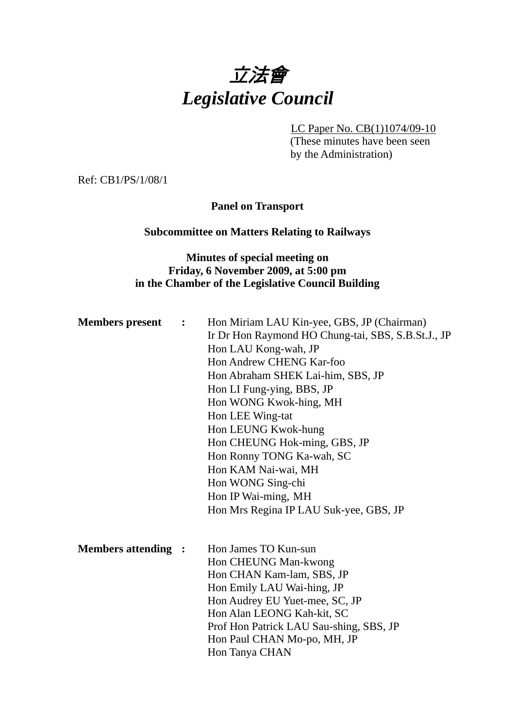# *立法會*
# *Legislative Council*

LC Paper No. CB(1)1074/09-10
(These minutes have been seen by the Administration)

Ref: CB1/PS/1/08/1

**Panel on Transport**

**Subcommittee on Matters Relating to Railways**

**Minutes of special meeting on Friday, 6 November 2009, at 5:00 pm in the Chamber of the Legislative Council Building**

**Members present :**

Hon Miriam LAU Kin-yee, GBS, JP (Chairman)
Ir Dr Hon Raymond HO Chung-tai, SBS, S.B.St.J., JP
Hon LAU Kong-wah, JP
Hon Andrew CHENG Kar-foo
Hon Abraham SHEK Lai-him, SBS, JP
Hon LI Fung-ying, BBS, JP
Hon WONG Kwok-hing, MH
Hon LEE Wing-tat
Hon LEUNG Kwok-hung
Hon CHEUNG Hok-ming, GBS, JP
Hon Ronny TONG Ka-wah, SC
Hon KAM Nai-wai, MH
Hon WONG Sing-chi
Hon IP Wai-ming, MH
Hon Mrs Regina IP LAU Suk-yee, GBS, JP

**Members attending :**

Hon James TO Kun-sun
Hon CHEUNG Man-kwong
Hon CHAN Kam-lam, SBS, JP
Hon Emily LAU Wai-hing, JP
Hon Audrey EU Yuet-mee, SC, JP
Hon Alan LEONG Kah-kit, SC
Prof Hon Patrick LAU Sau-shing, SBS, JP
Hon Paul CHAN Mo-po, MH, JP
Hon Tanya CHAN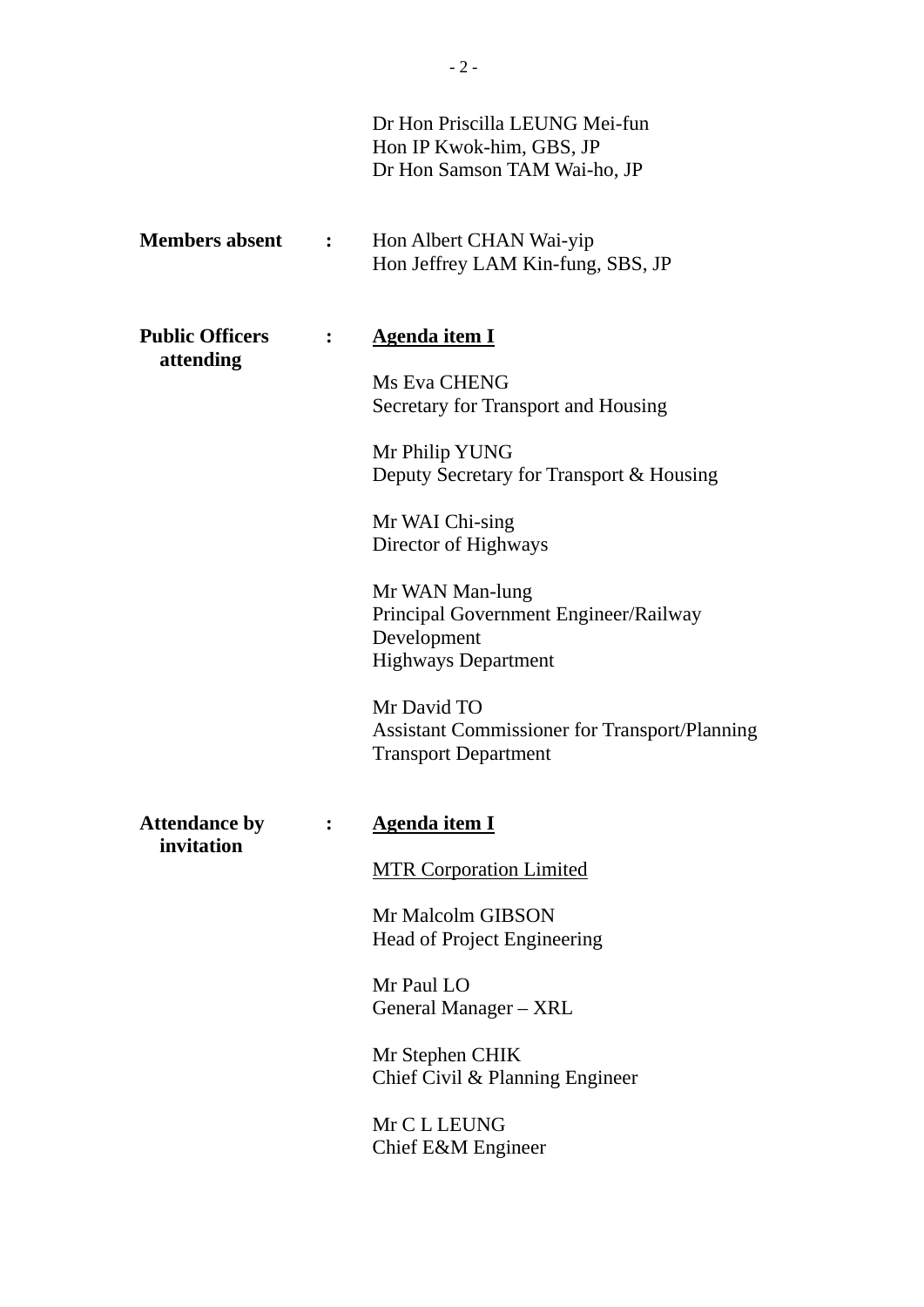Dr Hon Priscilla LEUNG Mei-fun
Hon IP Kwok-him, GBS, JP
Dr Hon Samson TAM Wai-ho, JP

**Members absent** : Hon Albert CHAN Wai-yip
Hon Jeffrey LAM Kin-fung, SBS, JP

**Public Officers attending** :

<u>Agenda item I</u>

Ms Eva CHENG
Secretary for Transport and Housing

Mr Philip YUNG
Deputy Secretary for Transport & Housing

Mr WAI Chi-sing
Director of Highways

Mr WAN Man-lung
Principal Government Engineer/Railway Development
Highways Department

Mr David TO
Assistant Commissioner for Transport/Planning
Transport Department

**Attendance by invitation** :

<u>Agenda item I</u>

<u>MTR Corporation Limited</u>

Mr Malcolm GIBSON
Head of Project Engineering

Mr Paul LO
General Manager – XRL

Mr Stephen CHIK
Chief Civil & Planning Engineer

Mr C L LEUNG
Chief E&M Engineer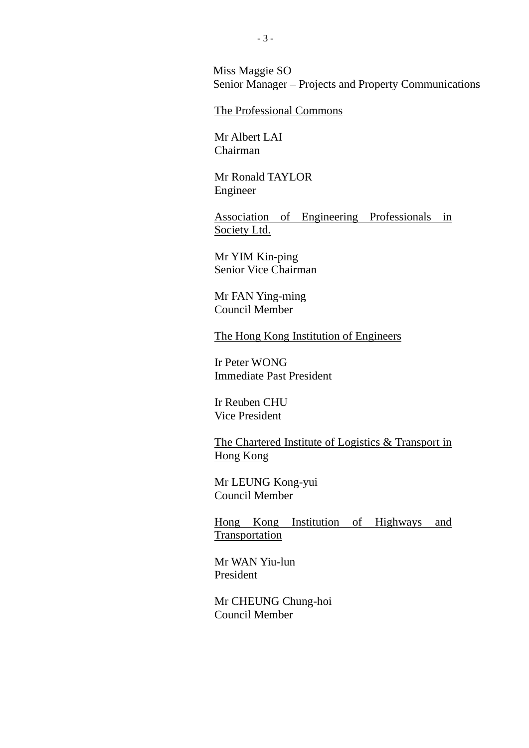Miss Maggie SO
Senior Manager – Projects and Property Communications

<u>The Professional Commons</u>

Mr Albert LAI
Chairman

Mr Ronald TAYLOR
Engineer

<u>Association of Engineering Professionals in Society Ltd.</u>

Mr YIM Kin-ping
Senior Vice Chairman

Mr FAN Ying-ming
Council Member

<u>The Hong Kong Institution of Engineers</u>

Ir Peter WONG
Immediate Past President

Ir Reuben CHU
Vice President

<u>The Chartered Institute of Logistics & Transport in Hong Kong</u>

Mr LEUNG Kong-yui
Council Member

<u>Hong Kong Institution of Highways and Transportation</u>

Mr WAN Yiu-lun
President

Mr CHEUNG Chung-hoi
Council Member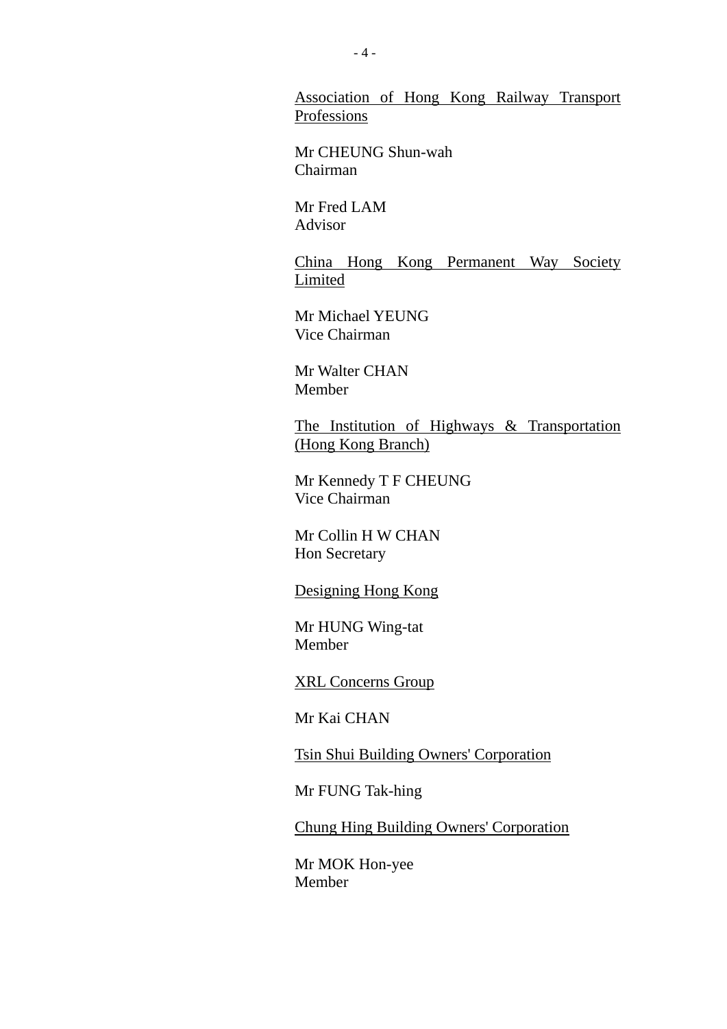<u>Association of Hong Kong Railway Transport Professions</u>

Mr CHEUNG Shun-wah
Chairman

Mr Fred LAM
Advisor

<u>China Hong Kong Permanent Way Society Limited</u>

Mr Michael YEUNG
Vice Chairman

Mr Walter CHAN
Member

<u>The Institution of Highways & Transportation (Hong Kong Branch)</u>

Mr Kennedy T F CHEUNG
Vice Chairman

Mr Collin H W CHAN
Hon Secretary

<u>Designing Hong Kong</u>

Mr HUNG Wing-tat
Member

<u>XRL Concerns Group</u>

Mr Kai CHAN

<u>Tsin Shui Building Owners' Corporation</u>

Mr FUNG Tak-hing

<u>Chung Hing Building Owners' Corporation</u>

Mr MOK Hon-yee
Member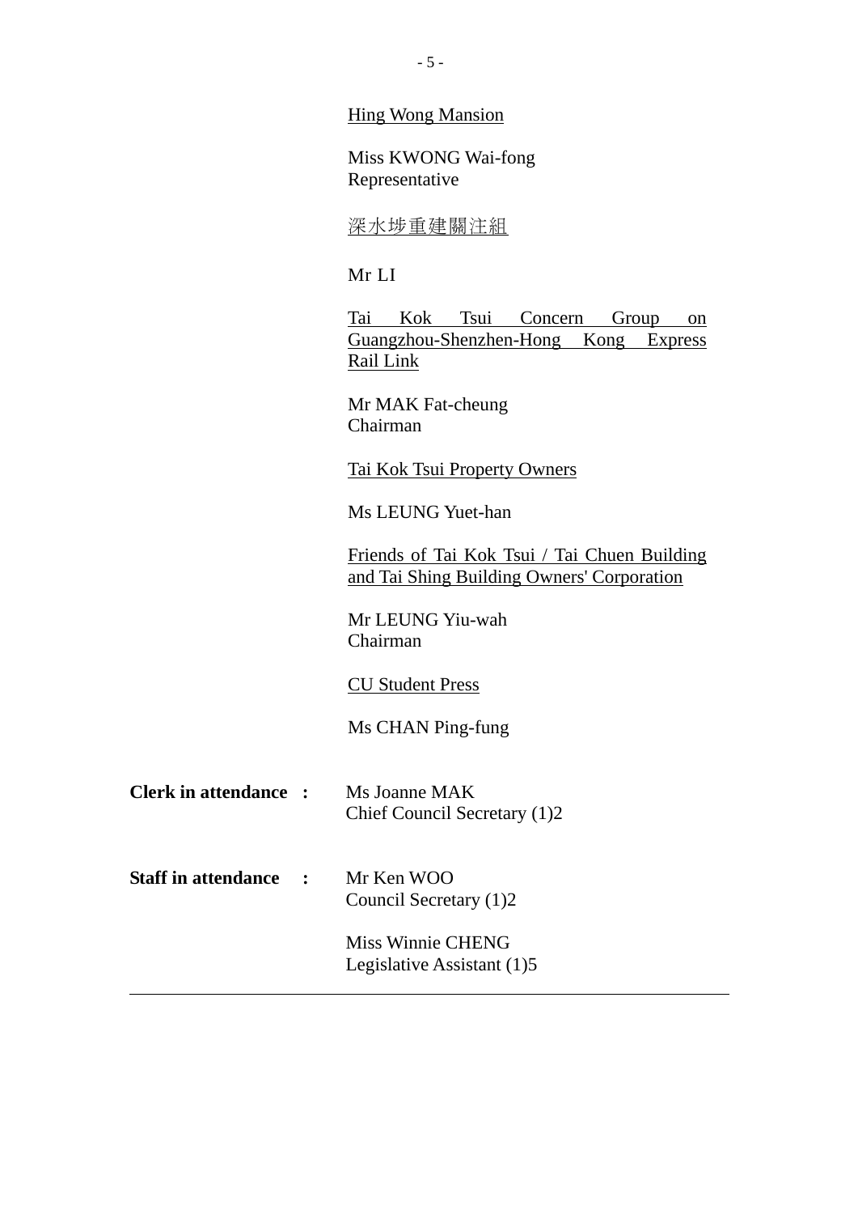<u>Hing Wong Mansion</u>

Miss KWONG Wai-fong
Representative

<u>深水埗重建關注組</u>

Mr LI

<u>Tai Kok Tsui Concern Group on Guangzhou-Shenzhen-Hong Kong Express Rail Link</u>

Mr MAK Fat-cheung
Chairman

<u>Tai Kok Tsui Property Owners</u>

Ms LEUNG Yuet-han

<u>Friends of Tai Kok Tsui / Tai Chuen Building and Tai Shing Building Owners' Corporation</u>

Mr LEUNG Yiu-wah
Chairman

<u>CU Student Press</u>

Ms CHAN Ping-fung

**Clerk in attendance :** Ms Joanne MAK
Chief Council Secretary (1)2

**Staff in attendance :** Mr Ken WOO
Council Secretary (1)2

Miss Winnie CHENG
Legislative Assistant (1)5

---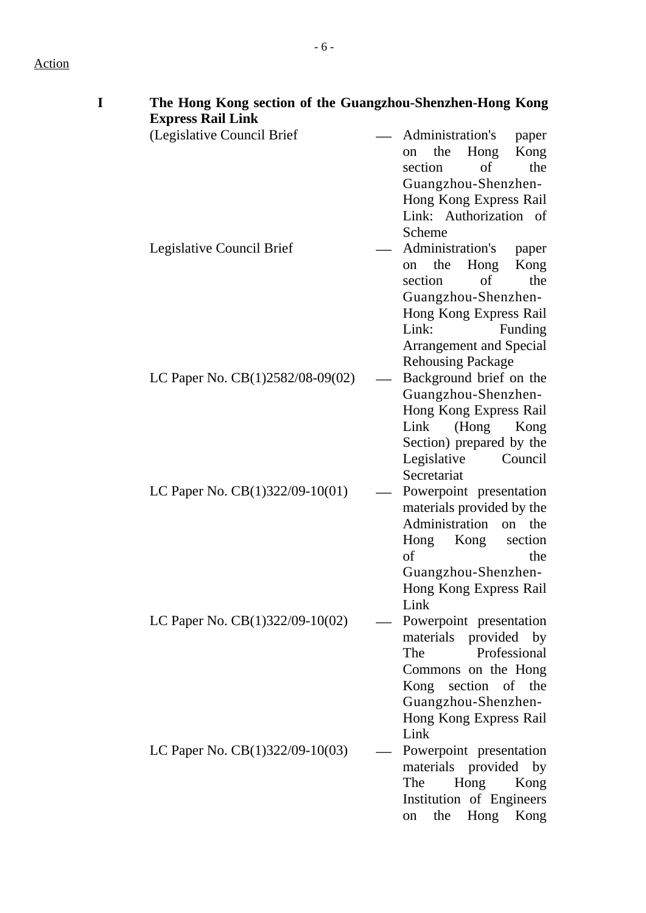Action

**I The Hong Kong section of the Guangzhou-Shenzhen-Hong Kong Express Rail Link**

(Legislative Council Brief — Administration's paper on the Hong Kong section of the Guangzhou-Shenzhen-Hong Kong Express Rail Link: Authorization of Scheme

Legislative Council Brief — Administration's paper on the Hong Kong section of the Guangzhou-Shenzhen-Hong Kong Express Rail Link: Funding Arrangement and Special Rehousing Package

LC Paper No. CB(1)2582/08-09(02) — Background brief on the Guangzhou-Shenzhen-Hong Kong Express Rail Link (Hong Kong Section) prepared by the Legislative Council Secretariat

LC Paper No. CB(1)322/09-10(01) — Powerpoint presentation materials provided by the Administration on the Hong Kong section of the Guangzhou-Shenzhen-Hong Kong Express Rail Link

LC Paper No. CB(1)322/09-10(02) — Powerpoint presentation materials provided by The Professional Commons on the Hong Kong section of the Guangzhou-Shenzhen-Hong Kong Express Rail Link

LC Paper No. CB(1)322/09-10(03) — Powerpoint presentation materials provided by The Hong Kong Institution of Engineers on the Hong Kong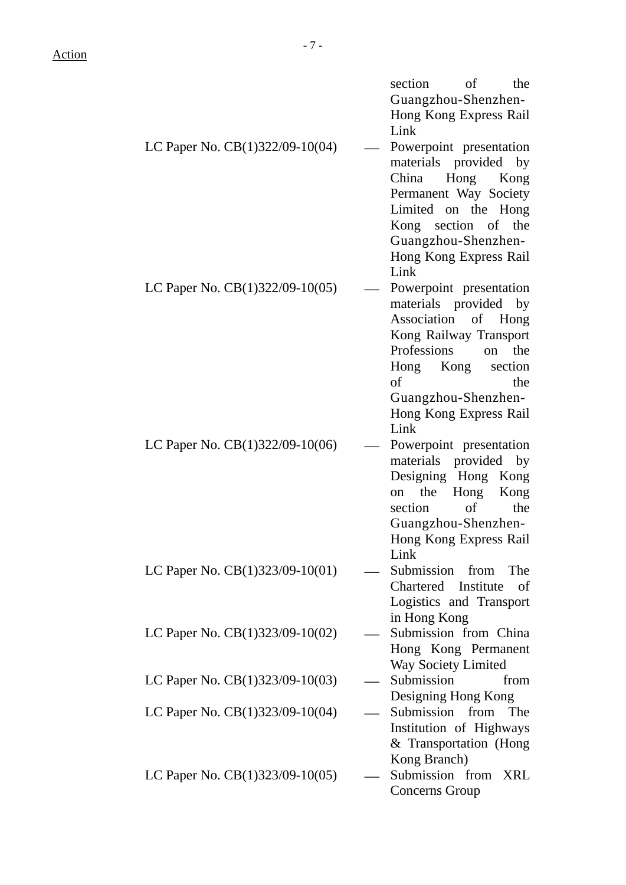Action

section of the Guangzhou-Shenzhen-Hong Kong Express Rail Link

| | | |
|---|---|---|
| LC Paper No. CB(1)322/09-10(04) | — | Powerpoint presentation materials provided by China Hong Kong Permanent Way Society Limited on the Hong Kong section of the Guangzhou-Shenzhen-Hong Kong Express Rail Link |
| LC Paper No. CB(1)322/09-10(05) | — | Powerpoint presentation materials provided by Association of Hong Kong Railway Transport Professions on the Hong Kong section of the Guangzhou-Shenzhen-Hong Kong Express Rail Link |
| LC Paper No. CB(1)322/09-10(06) | — | Powerpoint presentation materials provided by Designing Hong Kong on the Hong Kong section of the Guangzhou-Shenzhen-Hong Kong Express Rail Link |
| LC Paper No. CB(1)323/09-10(01) | — | Submission from The Chartered Institute of Logistics and Transport in Hong Kong |
| LC Paper No. CB(1)323/09-10(02) | — | Submission from China Hong Kong Permanent Way Society Limited |
| LC Paper No. CB(1)323/09-10(03) | — | Submission from Designing Hong Kong |
| LC Paper No. CB(1)323/09-10(04) | — | Submission from The Institution of Highways & Transportation (Hong Kong Branch) |
| LC Paper No. CB(1)323/09-10(05) | — | Submission from XRL Concerns Group |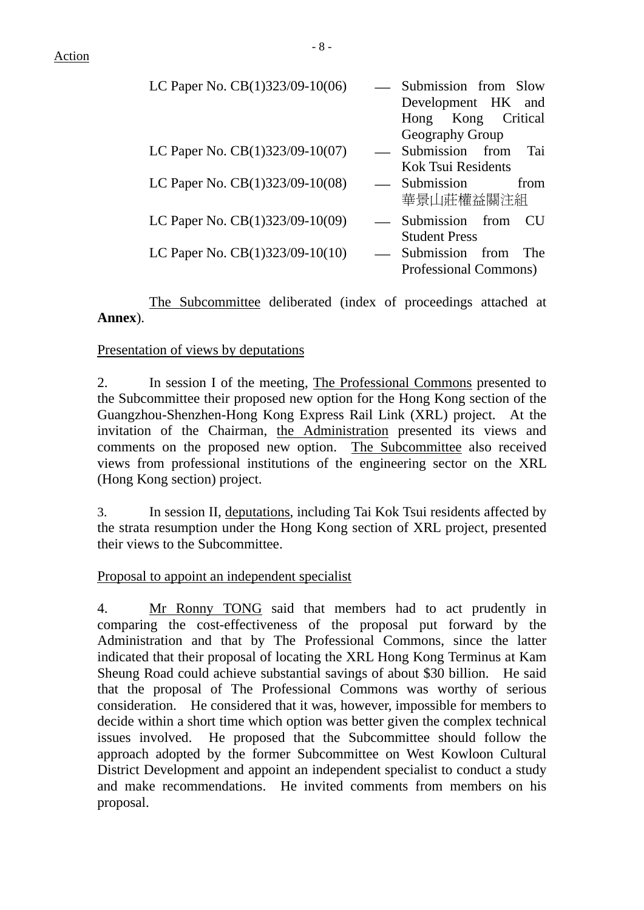Action

LC Paper No. CB(1)323/09-10(06) — Submission from Slow Development HK and Hong Kong Critical Geography Group

LC Paper No. CB(1)323/09-10(07) — Submission from Tai Kok Tsui Residents

LC Paper No. CB(1)323/09-10(08) — Submission from 華景山莊權益關注組

LC Paper No. CB(1)323/09-10(09) — Submission from CU Student Press

LC Paper No. CB(1)323/09-10(10) — Submission from The Professional Commons)

The Subcommittee deliberated (index of proceedings attached at **Annex**).

Presentation of views by deputations

2. In session I of the meeting, The Professional Commons presented to the Subcommittee their proposed new option for the Hong Kong section of the Guangzhou-Shenzhen-Hong Kong Express Rail Link (XRL) project. At the invitation of the Chairman, the Administration presented its views and comments on the proposed new option. The Subcommittee also received views from professional institutions of the engineering sector on the XRL (Hong Kong section) project.

3. In session II, deputations, including Tai Kok Tsui residents affected by the strata resumption under the Hong Kong section of XRL project, presented their views to the Subcommittee.

Proposal to appoint an independent specialist

4. Mr Ronny TONG said that members had to act prudently in comparing the cost-effectiveness of the proposal put forward by the Administration and that by The Professional Commons, since the latter indicated that their proposal of locating the XRL Hong Kong Terminus at Kam Sheung Road could achieve substantial savings of about $30 billion. He said that the proposal of The Professional Commons was worthy of serious consideration. He considered that it was, however, impossible for members to decide within a short time which option was better given the complex technical issues involved. He proposed that the Subcommittee should follow the approach adopted by the former Subcommittee on West Kowloon Cultural District Development and appoint an independent specialist to conduct a study and make recommendations. He invited comments from members on his proposal.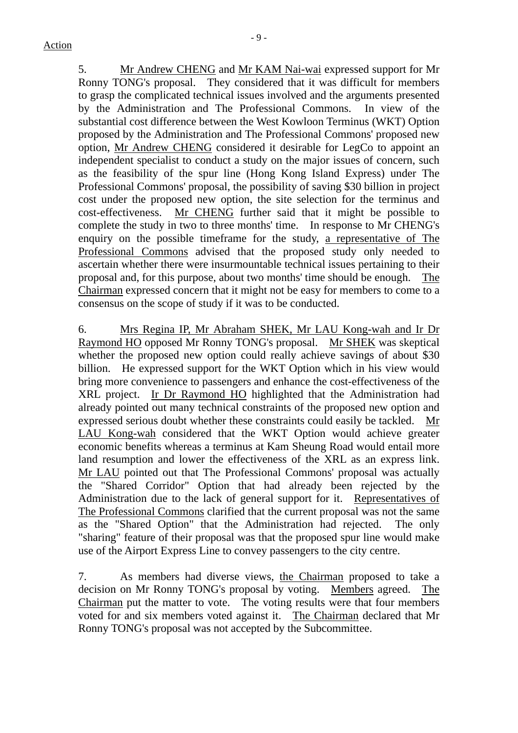Action

5. Mr Andrew CHENG and Mr KAM Nai-wai expressed support for Mr Ronny TONG's proposal. They considered that it was difficult for members to grasp the complicated technical issues involved and the arguments presented by the Administration and The Professional Commons. In view of the substantial cost difference between the West Kowloon Terminus (WKT) Option proposed by the Administration and The Professional Commons' proposed new option, Mr Andrew CHENG considered it desirable for LegCo to appoint an independent specialist to conduct a study on the major issues of concern, such as the feasibility of the spur line (Hong Kong Island Express) under The Professional Commons' proposal, the possibility of saving $30 billion in project cost under the proposed new option, the site selection for the terminus and cost-effectiveness. Mr CHENG further said that it might be possible to complete the study in two to three months' time. In response to Mr CHENG's enquiry on the possible timeframe for the study, a representative of The Professional Commons advised that the proposed study only needed to ascertain whether there were insurmountable technical issues pertaining to their proposal and, for this purpose, about two months' time should be enough. The Chairman expressed concern that it might not be easy for members to come to a consensus on the scope of study if it was to be conducted.

6. Mrs Regina IP, Mr Abraham SHEK, Mr LAU Kong-wah and Ir Dr Raymond HO opposed Mr Ronny TONG's proposal. Mr SHEK was skeptical whether the proposed new option could really achieve savings of about $30 billion. He expressed support for the WKT Option which in his view would bring more convenience to passengers and enhance the cost-effectiveness of the XRL project. Ir Dr Raymond HO highlighted that the Administration had already pointed out many technical constraints of the proposed new option and expressed serious doubt whether these constraints could easily be tackled. Mr LAU Kong-wah considered that the WKT Option would achieve greater economic benefits whereas a terminus at Kam Sheung Road would entail more land resumption and lower the effectiveness of the XRL as an express link. Mr LAU pointed out that The Professional Commons' proposal was actually the "Shared Corridor" Option that had already been rejected by the Administration due to the lack of general support for it. Representatives of The Professional Commons clarified that the current proposal was not the same as the "Shared Option" that the Administration had rejected. The only "sharing" feature of their proposal was that the proposed spur line would make use of the Airport Express Line to convey passengers to the city centre.

7. As members had diverse views, the Chairman proposed to take a decision on Mr Ronny TONG's proposal by voting. Members agreed. The Chairman put the matter to vote. The voting results were that four members voted for and six members voted against it. The Chairman declared that Mr Ronny TONG's proposal was not accepted by the Subcommittee.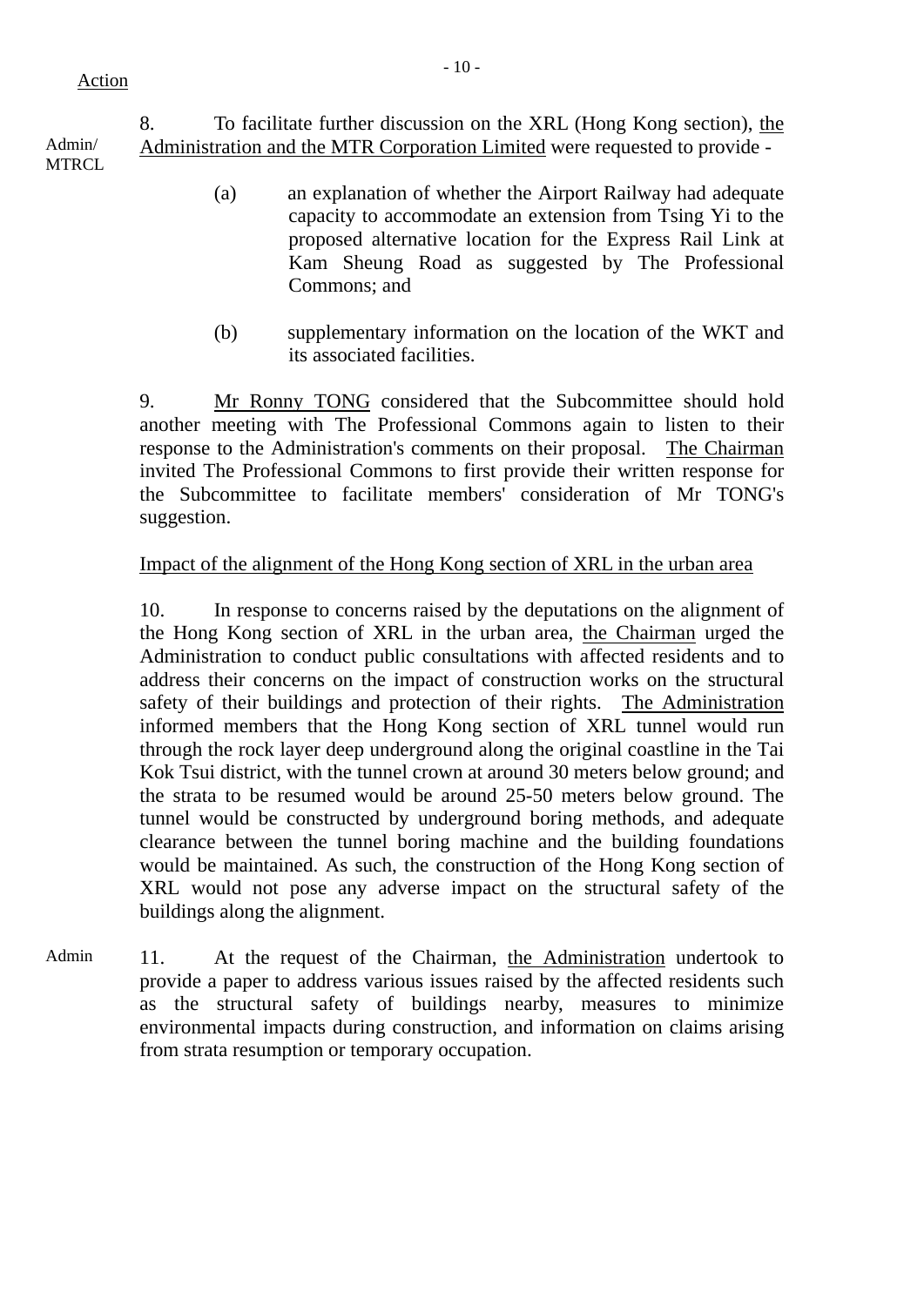Action

Admin/ MTRCL

8. To facilitate further discussion on the XRL (Hong Kong section), the Administration and the MTR Corporation Limited were requested to provide -

(a) an explanation of whether the Airport Railway had adequate capacity to accommodate an extension from Tsing Yi to the proposed alternative location for the Express Rail Link at Kam Sheung Road as suggested by The Professional Commons; and

(b) supplementary information on the location of the WKT and its associated facilities.

9. Mr Ronny TONG considered that the Subcommittee should hold another meeting with The Professional Commons again to listen to their response to the Administration's comments on their proposal. The Chairman invited The Professional Commons to first provide their written response for the Subcommittee to facilitate members' consideration of Mr TONG's suggestion.

Impact of the alignment of the Hong Kong section of XRL in the urban area

10. In response to concerns raised by the deputations on the alignment of the Hong Kong section of XRL in the urban area, the Chairman urged the Administration to conduct public consultations with affected residents and to address their concerns on the impact of construction works on the structural safety of their buildings and protection of their rights. The Administration informed members that the Hong Kong section of XRL tunnel would run through the rock layer deep underground along the original coastline in the Tai Kok Tsui district, with the tunnel crown at around 30 meters below ground; and the strata to be resumed would be around 25-50 meters below ground. The tunnel would be constructed by underground boring methods, and adequate clearance between the tunnel boring machine and the building foundations would be maintained. As such, the construction of the Hong Kong section of XRL would not pose any adverse impact on the structural safety of the buildings along the alignment.

Admin

11. At the request of the Chairman, the Administration undertook to provide a paper to address various issues raised by the affected residents such as the structural safety of buildings nearby, measures to minimize environmental impacts during construction, and information on claims arising from strata resumption or temporary occupation.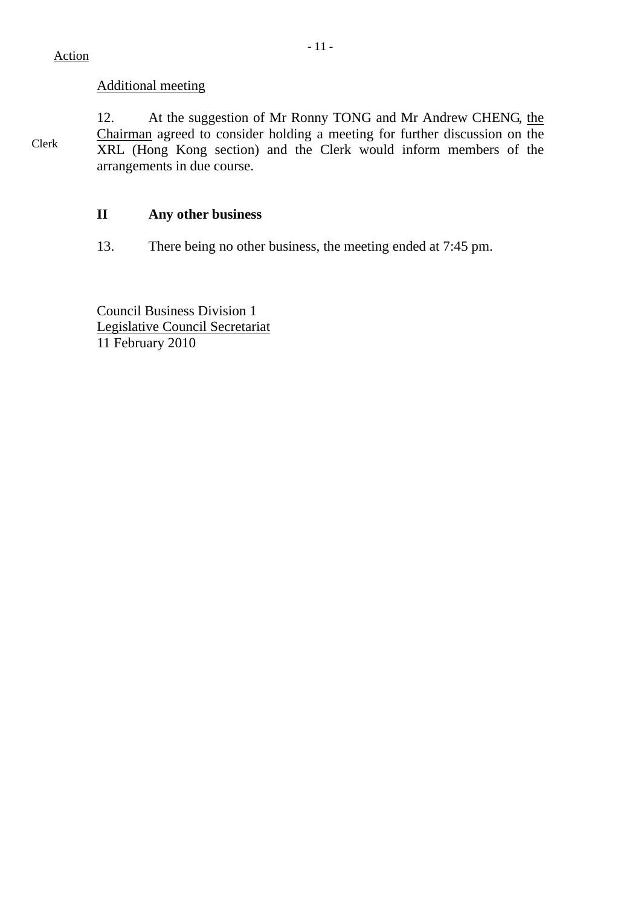Action

Additional meeting

12. At the suggestion of Mr Ronny TONG and Mr Andrew CHENG, the Chairman agreed to consider holding a meeting for further discussion on the XRL (Hong Kong section) and the Clerk would inform members of the arrangements in due course.

Clerk

## II Any other business

13. There being no other business, the meeting ended at 7:45 pm.

Council Business Division 1
Legislative Council Secretariat
11 February 2010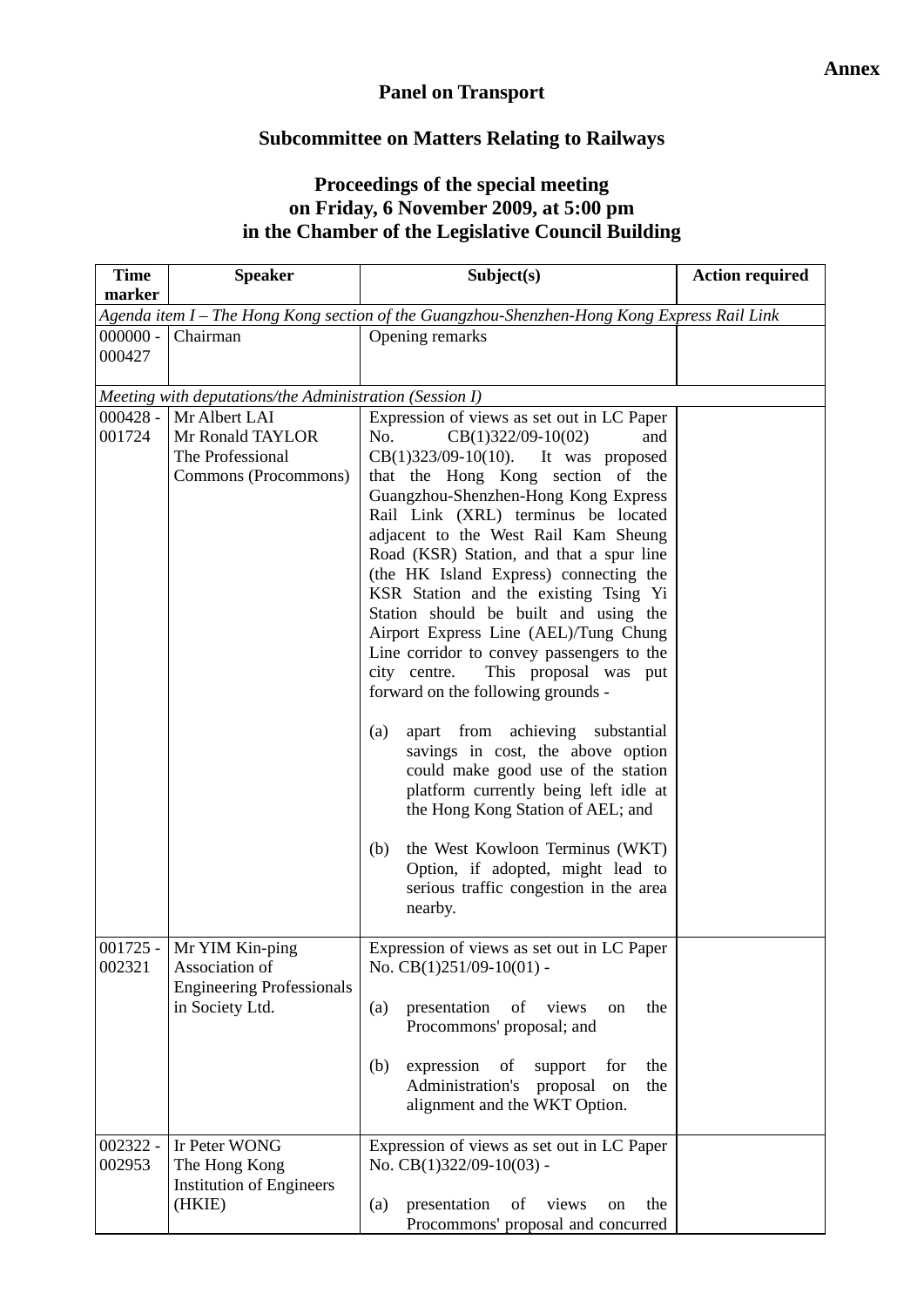**Annex**

# Panel on Transport

## Subcommittee on Matters Relating to Railways

### Proceedings of the special meeting on Friday, 6 November 2009, at 5:00 pm in the Chamber of the Legislative Council Building

| Time marker | Speaker | Subject(s) | Action required |
|---|---|---|---|
| *Agenda item I – The Hong Kong section of the Guangzhou-Shenzhen-Hong Kong Express Rail Link* | | | |
| 000000 - 000427 | Chairman | Opening remarks | |
| *Meeting with deputations/the Administration (Session I)* | | | |
| 000428 - 001724 | Mr Albert LAI<br>Mr Ronald TAYLOR<br>The Professional Commons (Procommons) | Expression of views as set out in LC Paper No. CB(1)322/09-10(02) and CB(1)323/09-10(10). It was proposed that the Hong Kong section of the Guangzhou-Shenzhen-Hong Kong Express Rail Link (XRL) terminus be located adjacent to the West Rail Kam Sheung Road (KSR) Station, and that a spur line (the HK Island Express) connecting the KSR Station and the existing Tsing Yi Station should be built and using the Airport Express Line (AEL)/Tung Chung Line corridor to convey passengers to the city centre. This proposal was put forward on the following grounds -<br><br>(a) apart from achieving substantial savings in cost, the above option could make good use of the station platform currently being left idle at the Hong Kong Station of AEL; and<br><br>(b) the West Kowloon Terminus (WKT) Option, if adopted, might lead to serious traffic congestion in the area nearby. | |
| 001725 - 002321 | Mr YIM Kin-ping<br>Association of Engineering Professionals in Society Ltd. | Expression of views as set out in LC Paper No. CB(1)251/09-10(01) -<br><br>(a) presentation of views on the Procommons' proposal; and<br><br>(b) expression of support for the Administration's proposal on the alignment and the WKT Option. | |
| 002322 - 002953 | Ir Peter WONG<br>The Hong Kong Institution of Engineers (HKIE) | Expression of views as set out in LC Paper No. CB(1)322/09-10(03) -<br><br>(a) presentation of views on the Procommons' proposal and concurred | |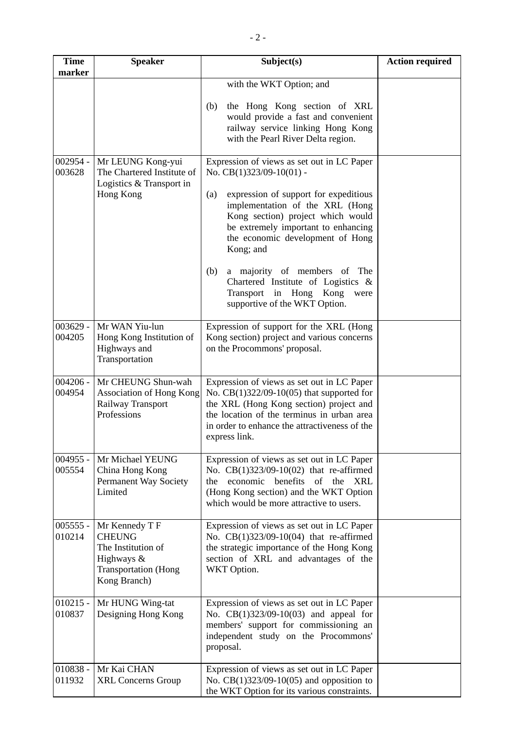| Time marker | Speaker | Subject(s) | Action required |
|---|---|---|---|
| | | with the WKT Option; and<br><br>(b) the Hong Kong section of XRL would provide a fast and convenient railway service linking Hong Kong with the Pearl River Delta region. | |
| 002954 - 003628 | Mr LEUNG Kong-yui<br>The Chartered Institute of Logistics & Transport in Hong Kong | Expression of views as set out in LC Paper No. CB(1)323/09-10(01) -<br><br>(a) expression of support for expeditious implementation of the XRL (Hong Kong section) project which would be extremely important to enhancing the economic development of Hong Kong; and<br><br>(b) a majority of members of The Chartered Institute of Logistics & Transport in Hong Kong were supportive of the WKT Option. | |
| 003629 - 004205 | Mr WAN Yiu-lun<br>Hong Kong Institution of Highways and Transportation | Expression of support for the XRL (Hong Kong section) project and various concerns on the Procommons' proposal. | |
| 004206 - 004954 | Mr CHEUNG Shun-wah<br>Association of Hong Kong Railway Transport Professions | Expression of views as set out in LC Paper No. CB(1)322/09-10(05) that supported for the XRL (Hong Kong section) project and the location of the terminus in urban area in order to enhance the attractiveness of the express link. | |
| 004955 - 005554 | Mr Michael YEUNG<br>China Hong Kong Permanent Way Society Limited | Expression of views as set out in LC Paper No. CB(1)323/09-10(02) that re-affirmed the economic benefits of the XRL (Hong Kong section) and the WKT Option which would be more attractive to users. | |
| 005555 - 010214 | Mr Kennedy T F CHEUNG<br>The Institution of Highways & Transportation (Hong Kong Branch) | Expression of views as set out in LC Paper No. CB(1)323/09-10(04) that re-affirmed the strategic importance of the Hong Kong section of XRL and advantages of the WKT Option. | |
| 010215 - 010837 | Mr HUNG Wing-tat<br>Designing Hong Kong | Expression of views as set out in LC Paper No. CB(1)323/09-10(03) and appeal for members' support for commissioning an independent study on the Procommons' proposal. | |
| 010838 - 011932 | Mr Kai CHAN<br>XRL Concerns Group | Expression of views as set out in LC Paper No. CB(1)323/09-10(05) and opposition to the WKT Option for its various constraints. | |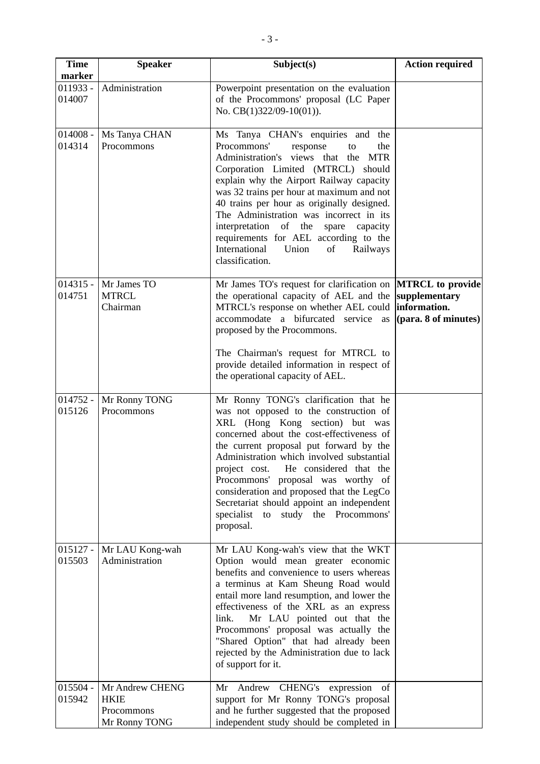| Time marker | Speaker | Subject(s) | Action required |
|---|---|---|---|
| 011933 - 014007 | Administration | Powerpoint presentation on the evaluation of the Procommons' proposal (LC Paper No. CB(1)322/09-10(01)). | |
| 014008 - 014314 | Ms Tanya CHAN<br>Procommons | Ms Tanya CHAN's enquiries and the Procommons' response to the Administration's views that the MTR Corporation Limited (MTRCL) should explain why the Airport Railway capacity was 32 trains per hour at maximum and not 40 trains per hour as originally designed. The Administration was incorrect in its interpretation of the spare capacity requirements for AEL according to the International Union of Railways classification. | |
| 014315 - 014751 | Mr James TO<br>MTRCL<br>Chairman | Mr James TO's request for clarification on the operational capacity of AEL and the MTRCL's response on whether AEL could accommodate a bifurcated service as proposed by the Procommons.<br><br>The Chairman's request for MTRCL to provide detailed information in respect of the operational capacity of AEL. | **MTRCL to provide supplementary information. (para. 8 of minutes)** |
| 014752 - 015126 | Mr Ronny TONG<br>Procommons | Mr Ronny TONG's clarification that he was not opposed to the construction of XRL (Hong Kong section) but was concerned about the cost-effectiveness of the current proposal put forward by the Administration which involved substantial project cost. He considered that the Procommons' proposal was worthy of consideration and proposed that the LegCo Secretariat should appoint an independent specialist to study the Procommons' proposal. | |
| 015127 - 015503 | Mr LAU Kong-wah<br>Administration | Mr LAU Kong-wah's view that the WKT Option would mean greater economic benefits and convenience to users whereas a terminus at Kam Sheung Road would entail more land resumption, and lower the effectiveness of the XRL as an express link. Mr LAU pointed out that the Procommons' proposal was actually the "Shared Option" that had already been rejected by the Administration due to lack of support for it. | |
| 015504 - 015942 | Mr Andrew CHENG<br>HKIE<br>Procommons<br>Mr Ronny TONG | Mr Andrew CHENG's expression of support for Mr Ronny TONG's proposal and he further suggested that the proposed independent study should be completed in | |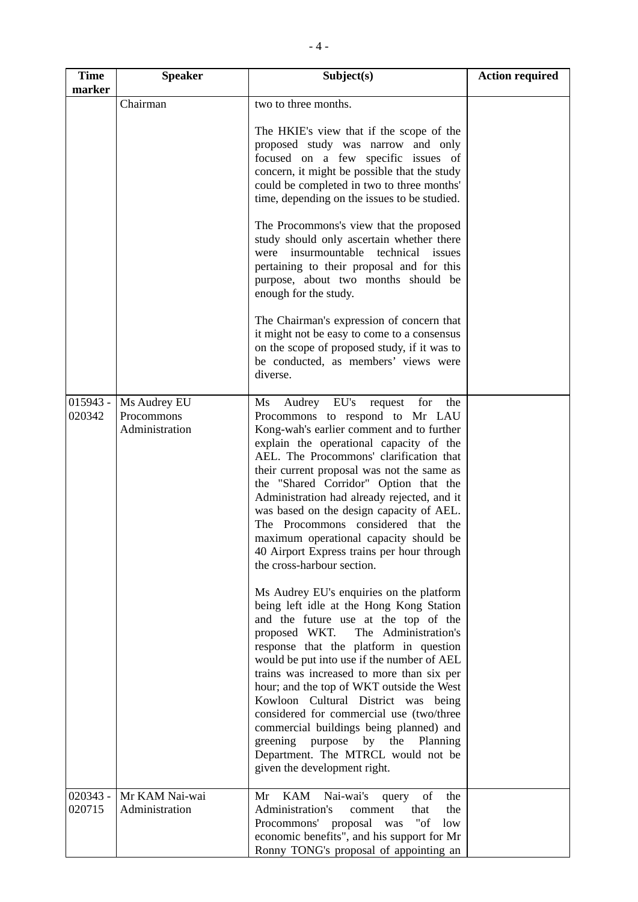| Time marker | Speaker | Subject(s) | Action required |
|---|---|---|---|
| | Chairman | two to three months.<br><br>The HKIE's view that if the scope of the proposed study was narrow and only focused on a few specific issues of concern, it might be possible that the study could be completed in two to three months' time, depending on the issues to be studied.<br><br>The Procommons's view that the proposed study should only ascertain whether there were insurmountable technical issues pertaining to their proposal and for this purpose, about two months should be enough for the study.<br><br>The Chairman's expression of concern that it might not be easy to come to a consensus on the scope of proposed study, if it was to be conducted, as members' views were diverse. | |
| 015943 - 020342 | Ms Audrey EU<br>Procommons<br>Administration | Ms Audrey EU's request for the Procommons to respond to Mr LAU Kong-wah's earlier comment and to further explain the operational capacity of the AEL. The Procommons' clarification that their current proposal was not the same as the "Shared Corridor" Option that the Administration had already rejected, and it was based on the design capacity of AEL. The Procommons considered that the maximum operational capacity should be 40 Airport Express trains per hour through the cross-harbour section.<br><br>Ms Audrey EU's enquiries on the platform being left idle at the Hong Kong Station and the future use at the top of the proposed WKT. The Administration's response that the platform in question would be put into use if the number of AEL trains was increased to more than six per hour; and the top of WKT outside the West Kowloon Cultural District was being considered for commercial use (two/three commercial buildings being planned) and greening purpose by the Planning Department. The MTRCL would not be given the development right. | |
| 020343 - 020715 | Mr KAM Nai-wai<br>Administration | Mr KAM Nai-wai's query of the Administration's comment that the Procommons' proposal was "of low economic benefits", and his support for Mr Ronny TONG's proposal of appointing an | |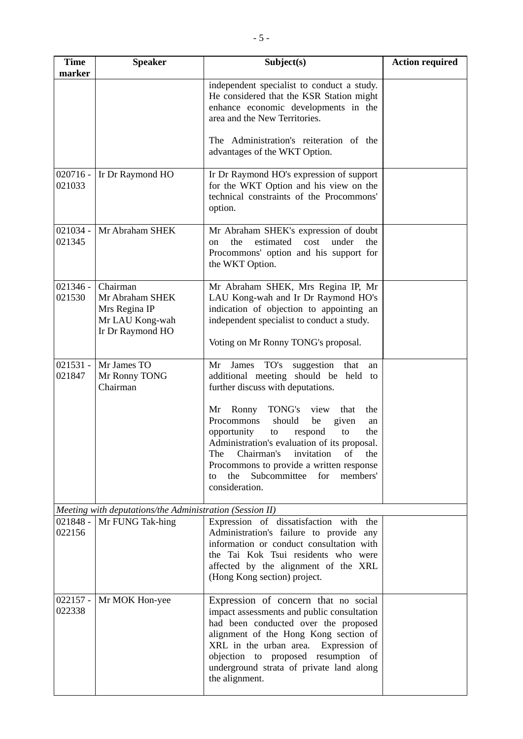| Time marker | Speaker | Subject(s) | Action required |
|---|---|---|---|
| | | independent specialist to conduct a study. He considered that the KSR Station might enhance economic developments in the area and the New Territories.<br><br>The Administration's reiteration of the advantages of the WKT Option. | |
| 020716 - 021033 | Ir Dr Raymond HO | Ir Dr Raymond HO's expression of support for the WKT Option and his view on the technical constraints of the Procommons' option. | |
| 021034 - 021345 | Mr Abraham SHEK | Mr Abraham SHEK's expression of doubt on the estimated cost under the Procommons' option and his support for the WKT Option. | |
| 021346 - 021530 | Chairman<br>Mr Abraham SHEK<br>Mrs Regina IP<br>Mr LAU Kong-wah<br>Ir Dr Raymond HO | Mr Abraham SHEK, Mrs Regina IP, Mr LAU Kong-wah and Ir Dr Raymond HO's indication of objection to appointing an independent specialist to conduct a study.<br><br>Voting on Mr Ronny TONG's proposal. | |
| 021531 - 021847 | Mr James TO<br>Mr Ronny TONG<br>Chairman | Mr James TO's suggestion that an additional meeting should be held to further discuss with deputations.<br><br>Mr Ronny TONG's view that the Procommons should be given an opportunity to respond to the Administration's evaluation of its proposal. The Chairman's invitation of the Procommons to provide a written response to the Subcommittee for members' consideration. | |
| *Meeting with deputations/the Administration (Session II)* | | | |
| 021848 - 022156 | Mr FUNG Tak-hing | Expression of dissatisfaction with the Administration's failure to provide any information or conduct consultation with the Tai Kok Tsui residents who were affected by the alignment of the XRL (Hong Kong section) project. | |
| 022157 - 022338 | Mr MOK Hon-yee | Expression of concern that no social impact assessments and public consultation had been conducted over the proposed alignment of the Hong Kong section of XRL in the urban area. Expression of objection to proposed resumption of underground strata of private land along the alignment. | |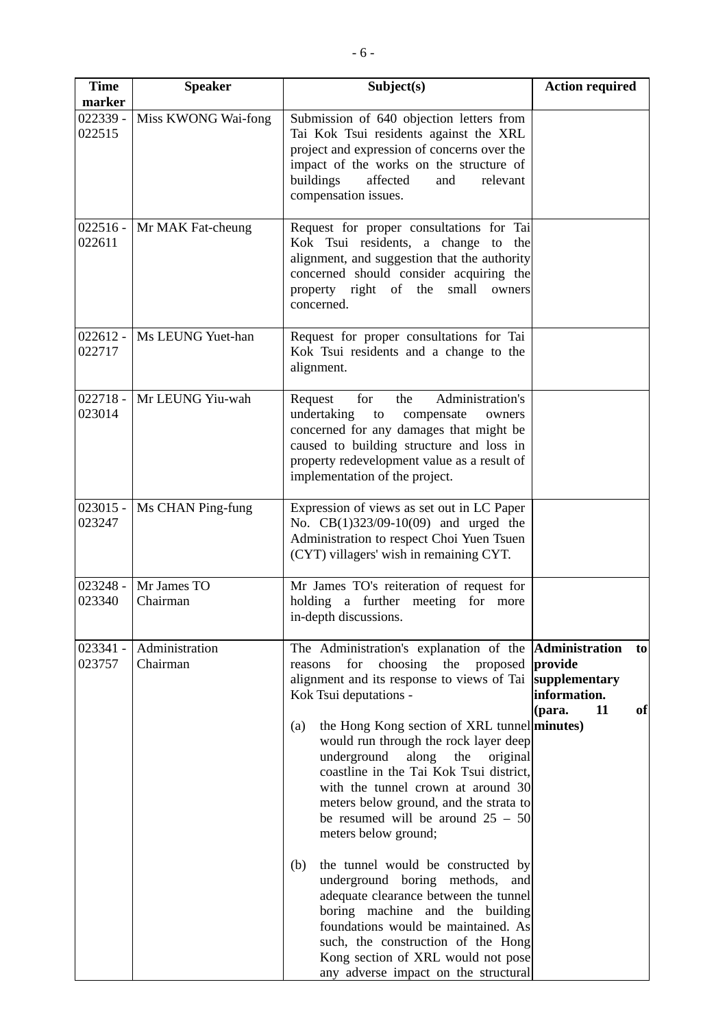| Time marker | Speaker | Subject(s) | Action required |
|---|---|---|---|
| 022339 - 022515 | Miss KWONG Wai-fong | Submission of 640 objection letters from Tai Kok Tsui residents against the XRL project and expression of concerns over the impact of the works on the structure of buildings affected and relevant compensation issues. | |
| 022516 - 022611 | Mr MAK Fat-cheung | Request for proper consultations for Tai Kok Tsui residents, a change to the alignment, and suggestion that the authority concerned should consider acquiring the property right of the small owners concerned. | |
| 022612 - 022717 | Ms LEUNG Yuet-han | Request for proper consultations for Tai Kok Tsui residents and a change to the alignment. | |
| 022718 - 023014 | Mr LEUNG Yiu-wah | Request for the Administration's undertaking to compensate owners concerned for any damages that might be caused to building structure and loss in property redevelopment value as a result of implementation of the project. | |
| 023015 - 023247 | Ms CHAN Ping-fung | Expression of views as set out in LC Paper No. CB(1)323/09-10(09) and urged the Administration to respect Choi Yuen Tsuen (CYT) villagers' wish in remaining CYT. | |
| 023248 - 023340 | Mr James TO<br>Chairman | Mr James TO's reiteration of request for holding a further meeting for more in-depth discussions. | |
| 023341 - 023757 | Administration<br>Chairman | The Administration's explanation of the reasons for choosing the proposed alignment and its response to views of Tai Kok Tsui deputations -<br><br>(a) the Hong Kong section of XRL tunnel would run through the rock layer deep underground along the original coastline in the Tai Kok Tsui district, with the tunnel crown at around 30 meters below ground, and the strata to be resumed will be around 25 – 50 meters below ground;<br><br>(b) the tunnel would be constructed by underground boring methods, and adequate clearance between the tunnel boring machine and the building foundations would be maintained. As such, the construction of the Hong Kong section of XRL would not pose any adverse impact on the structural | **Administration to provide supplementary information. (para. 11 of minutes)** |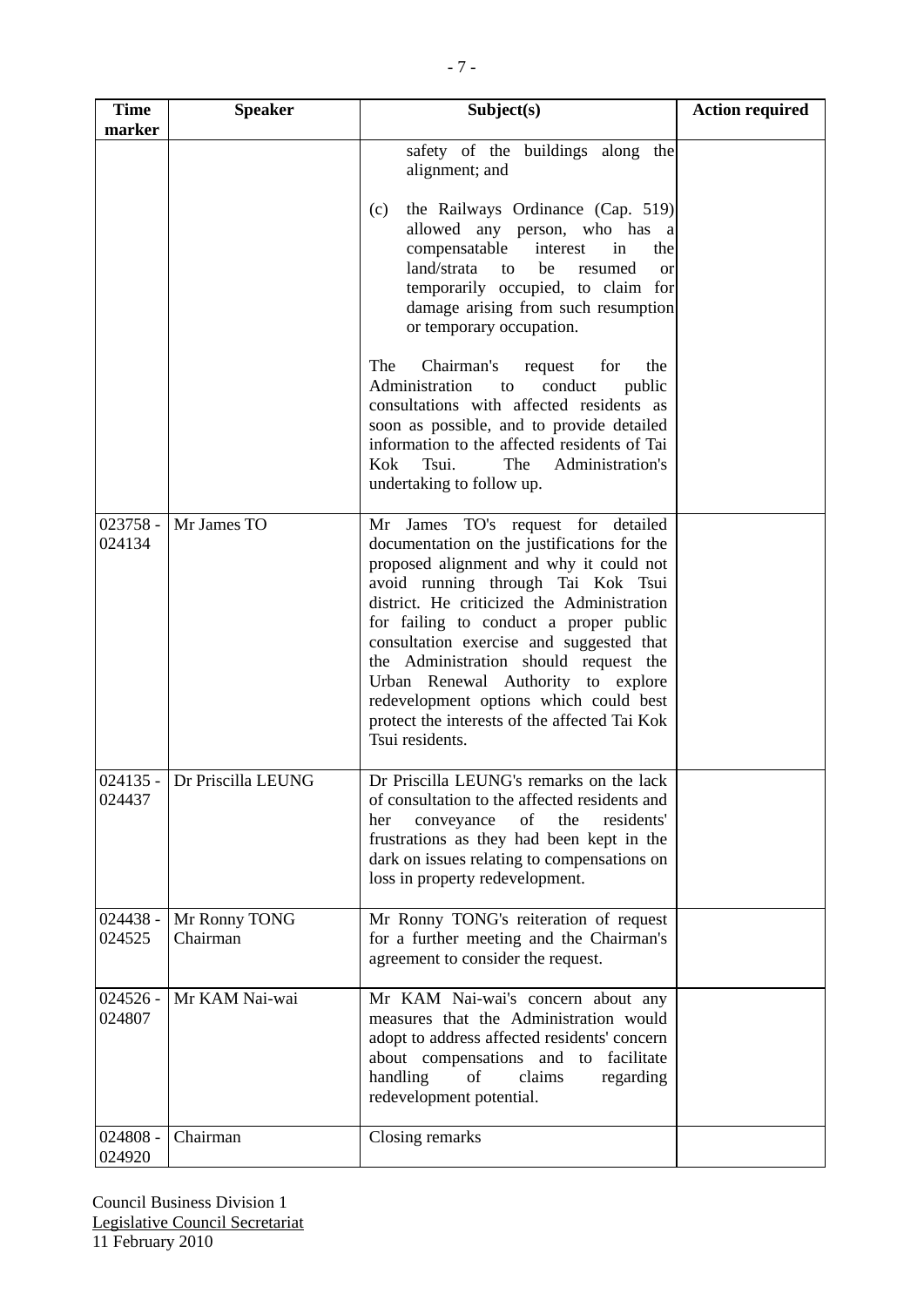| Time marker | Speaker | Subject(s) | Action required |
|---|---|---|---|
| | | safety of the buildings along the alignment; and<br><br>(c) the Railways Ordinance (Cap. 519) allowed any person, who has a compensatable interest in the land/strata to be resumed or temporarily occupied, to claim for damage arising from such resumption or temporary occupation.<br><br>The Chairman's request for the Administration to conduct public consultations with affected residents as soon as possible, and to provide detailed information to the affected residents of Tai Kok Tsui. The Administration's undertaking to follow up. | |
| 023758 - 024134 | Mr James TO | Mr James TO's request for detailed documentation on the justifications for the proposed alignment and why it could not avoid running through Tai Kok Tsui district. He criticized the Administration for failing to conduct a proper public consultation exercise and suggested that the Administration should request the Urban Renewal Authority to explore redevelopment options which could best protect the interests of the affected Tai Kok Tsui residents. | |
| 024135 - 024437 | Dr Priscilla LEUNG | Dr Priscilla LEUNG's remarks on the lack of consultation to the affected residents and her conveyance of the residents' frustrations as they had been kept in the dark on issues relating to compensations on loss in property redevelopment. | |
| 024438 - 024525 | Mr Ronny TONG<br>Chairman | Mr Ronny TONG's reiteration of request for a further meeting and the Chairman's agreement to consider the request. | |
| 024526 - 024807 | Mr KAM Nai-wai | Mr KAM Nai-wai's concern about any measures that the Administration would adopt to address affected residents' concern about compensations and to facilitate handling of claims regarding redevelopment potential. | |
| 024808 - 024920 | Chairman | Closing remarks | |

Council Business Division 1
Legislative Council Secretariat
11 February 2010